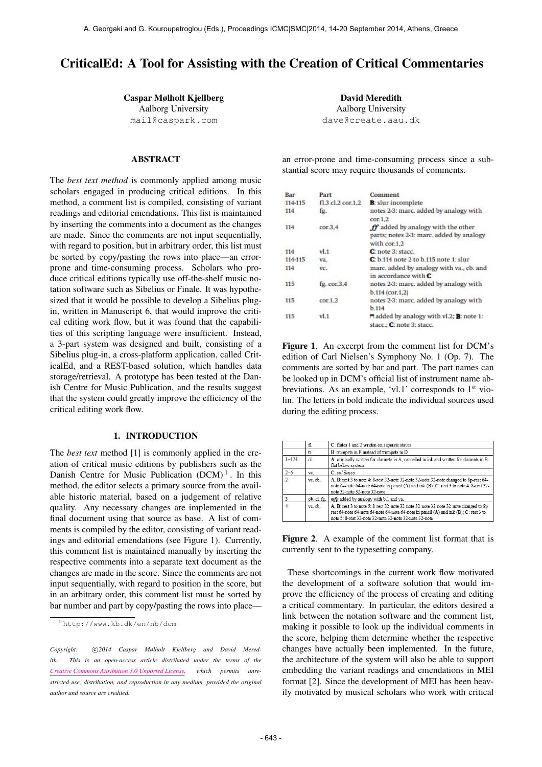# CriticalEd: A Tool for Assisting with the Creation of Critical Commentaries

**Caspar Mølholt Kjellberg**
Aalborg University
mail@caspark.com

**David Meredith**
Aalborg University
dave@create.aau.dk

## ABSTRACT

The *best text method* is commonly applied among music scholars engaged in producing critical editions. In this method, a comment list is compiled, consisting of variant readings and editorial emendations. This list is maintained by inserting the comments into a document as the changes are made. Since the comments are not input sequentially, with regard to position, but in arbitrary order, this list must be sorted by copy/pasting the rows into place—an error-prone and time-consuming process. Scholars who produce critical editions typically use off-the-shelf music notation software such as Sibelius or Finale. It was hypothesized that it would be possible to develop a Sibelius plug-in, written in Manuscript 6, that would improve the critical editing work flow, but it was found that the capabilities of this scripting language were insufficient. Instead, a 3-part system was designed and built, consisting of a Sibelius plug-in, a cross-platform application, called CriticalEd, and a REST-based solution, which handles data storage/retrieval. A prototype has been tested at the Danish Centre for Music Publication, and the results suggest that the system could greatly improve the efficiency of the critical editing work flow.

## 1. INTRODUCTION

The *best text* method [1] is commonly applied in the creation of critical music editions by publishers such as the Danish Centre for Music Publication (DCM)[1]. In this method, the editor selects a primary source from the available historic material, based on a judgement of relative quality. Any necessary changes are implemented in the final document using that source as base. A list of comments is compiled by the editor, consisting of variant readings and editorial emendations (see Figure 1). Currently, this comment list is maintained manually by inserting the respective comments into a separate text document as the changes are made in the score. Since the comments are not input sequentially, with regard to position in the score, but in an arbitrary order, this comment list must be sorted by bar number and part by copy/pasting the rows into place—an error-prone and time-consuming process since a substantial score may require thousands of comments.

| Bar | Part | Comment |
|---|---|---|
| 114-115 | fl.3 cl.2 cor.1,2 | **B**: slur incomplete |
| 114 | fg. | notes 2-3: marc. added by analogy with cor.1,2 |
| 114 | cor.3,4 | *ff* added by analogy with the other parts; notes 2-3: marc. added by analogy with cor.1,2 |
| 114 | vl.1 | **C**: note 3: stacc. |
| 114-115 | va. | **C**: b.114 note 2 to b.115 note 1: slur |
| 114 | vc. | marc. added by analogy with va., cb. and in accordance with **C** |
| 115 | fg. cor.3,4 | notes 2-3: marc. added by analogy with b.114 (cor.1,2) |
| 115 | cor.1,2 | notes 2-3: marc. added by analogy with b.114 |
| 115 | vl.1 | ⊓ added by analogy with vl.2; **B**: note 1: stacc.; **C**: note 3: stacc. |

**Figure 1**. An excerpt from the comment list for DCM's edition of Carl Nielsen's Symphony No. 1 (Op. 7). The comments are sorted by bar and part. The part names can be looked up in DCM's official list of instrument name abbreviations. As an example, 'vl.1' corresponds to 1st violin. The letters in bold indicate the individual sources used during the editing process.

| | | |
|---|---|---|
| | fl. | C: flutes 1 and 2 written on separate staves |
| | tr. | B: trumpets in F instead of trumpets in D |
| 1–124 | cl. | A: originally written for clarinets in A, cancelled in ink and written for clarinets in B-flat below system |
| 2–6 | vc. | C: *col Basso* |
| 2 | vc. cb. | A, B: rest 3 to note 4: 8-rest 32-note 32-note 32-note 32-note changed to 8p-rest 64-note 64-note 64-note 64-note in pencil (A) and ink (B); C: rest 3 to note 4: 8-rest 32-note 32-note 32-note 32-note |
| 3 | ob. cl. fg. | *mfp* added by analogy with b.1 and va. |
| 4 | vc. cb. | A, B: rest 3 to note 5: 8-rest 32-note 32-note 32-note 32-note changed to 8p-rest 64-note 64-note 64-note 64-note in pencil (A) and ink (B); C: rest 3 to note 5: 8-rest 32-note 32-note 32-note 32-note |

**Figure 2**. A example of the comment list format that is currently sent to the typesetting company.

These shortcomings in the current work flow motivated the development of a software solution that would improve the efficiency of the process of creating and editing a critical commentary. In particular, the editors desired a link between the notation software and the comment list, making it possible to look up the individual comments in the score, helping them determine whether the respective changes have actually been implemented. In the future, the architecture of the system will also be able to support embedding the variant readings and emendations in MEI format [2]. Since the development of MEI has been heavily motivated by musical scholars who work with critical

[1] http://www.kb.dk/en/nb/dcm

*Copyright: ©2014 Caspar Mølholt Kjellberg and David Meredith. This is an open-access article distributed under the terms of the Creative Commons Attribution 3.0 Unported License, which permits unrestricted use, distribution, and reproduction in any medium, provided the original author and source are credited.*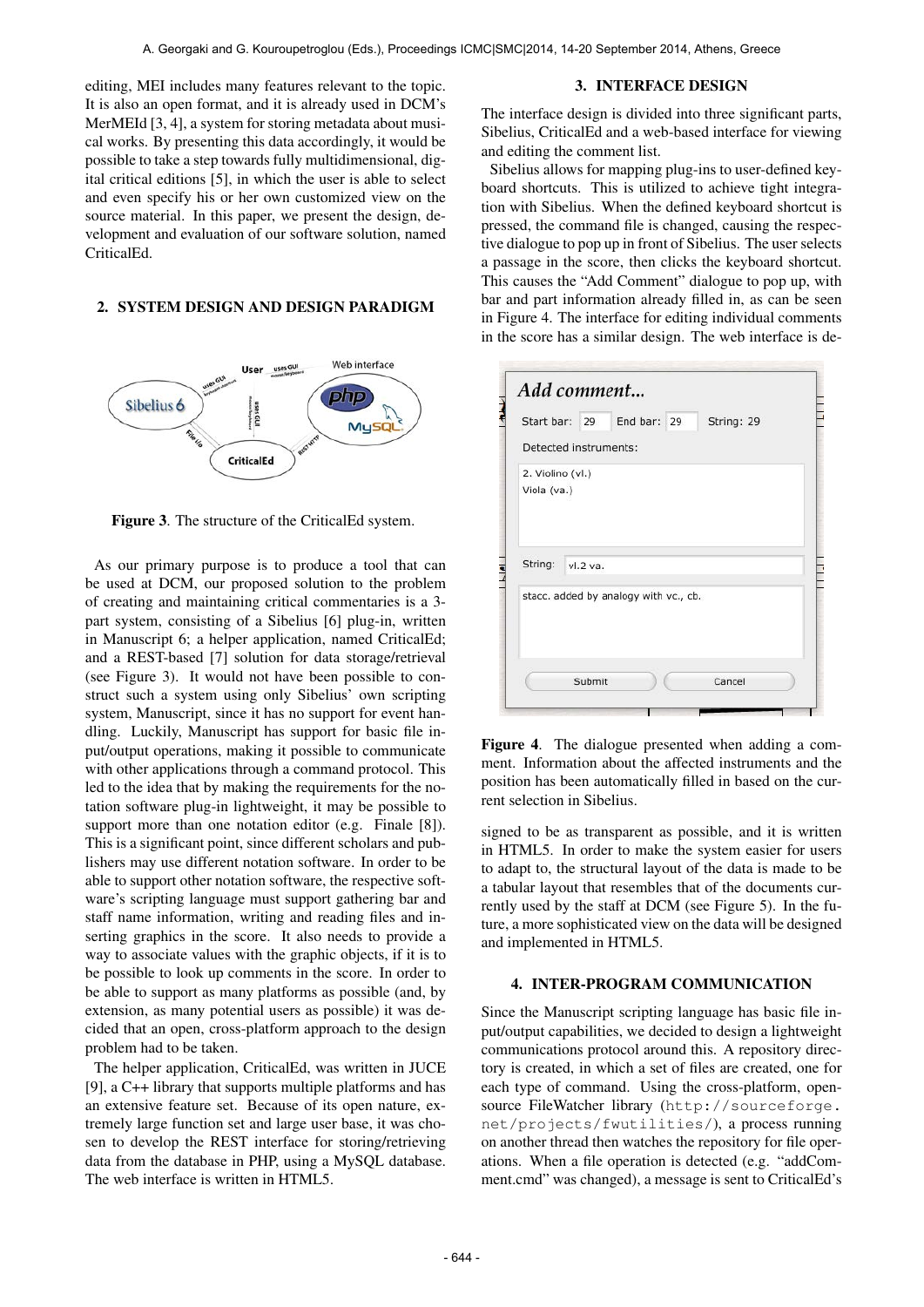editing, MEI includes many features relevant to the topic. It is also an open format, and it is already used in DCM's MerMEId [3, 4], a system for storing metadata about musical works. By presenting this data accordingly, it would be possible to take a step towards fully multidimensional, digital critical editions [5], in which the user is able to select and even specify his or her own customized view on the source material. In this paper, we present the design, development and evaluation of our software solution, named CriticalEd.

## 2. SYSTEM DESIGN AND DESIGN PARADIGM

**Figure 3**. The structure of the CriticalEd system.

As our primary purpose is to produce a tool that can be used at DCM, our proposed solution to the problem of creating and maintaining critical commentaries is a 3-part system, consisting of a Sibelius [6] plug-in, written in Manuscript 6; a helper application, named CriticalEd; and a REST-based [7] solution for data storage/retrieval (see Figure 3). It would not have been possible to construct such a system using only Sibelius' own scripting system, Manuscript, since it has no support for event handling. Luckily, Manuscript has support for basic file input/output operations, making it possible to communicate with other applications through a command protocol. This led to the idea that by making the requirements for the notation software plug-in lightweight, it may be possible to support more than one notation editor (e.g. Finale [8]). This is a significant point, since different scholars and publishers may use different notation software. In order to be able to support other notation software, the respective software's scripting language must support gathering bar and staff name information, writing and reading files and inserting graphics in the score. It also needs to provide a way to associate values with the graphic objects, if it is to be possible to look up comments in the score. In order to be able to support as many platforms as possible (and, by extension, as many potential users as possible) it was decided that an open, cross-platform approach to the design problem had to be taken.

The helper application, CriticalEd, was written in JUCE [9], a C++ library that supports multiple platforms and has an extensive feature set. Because of its open nature, extremely large function set and large user base, it was chosen to develop the REST interface for storing/retrieving data from the database in PHP, using a MySQL database. The web interface is written in HTML5.

## 3. INTERFACE DESIGN

The interface design is divided into three significant parts, Sibelius, CriticalEd and a web-based interface for viewing and editing the comment list.

Sibelius allows for mapping plug-ins to user-defined keyboard shortcuts. This is utilized to achieve tight integration with Sibelius. When the defined keyboard shortcut is pressed, the command file is changed, causing the respective dialogue to pop up in front of Sibelius. The user selects a passage in the score, then clicks the keyboard shortcut. This causes the "Add Comment" dialogue to pop up, with bar and part information already filled in, as can be seen in Figure 4. The interface for editing individual comments in the score has a similar design. The web interface is designed to be as transparent as possible, and it is written in HTML5. In order to make the system easier for users to adapt to, the structural layout of the data is made to be a tabular layout that resembles that of the documents currently used by the staff at DCM (see Figure 5). In the future, a more sophisticated view on the data will be designed and implemented in HTML5.

**Figure 4**. The dialogue presented when adding a comment. Information about the affected instruments and the position has been automatically filled in based on the current selection in Sibelius.

## 4. INTER-PROGRAM COMMUNICATION

Since the Manuscript scripting language has basic file input/output capabilities, we decided to design a lightweight communications protocol around this. A repository directory is created, in which a set of files are created, one for each type of command. Using the cross-platform, open-source FileWatcher library (`http://sourceforge.net/projects/fwutilities/`), a process running on another thread then watches the repository for file operations. When a file operation is detected (e.g. "addComment.cmd" was changed), a message is sent to CriticalEd's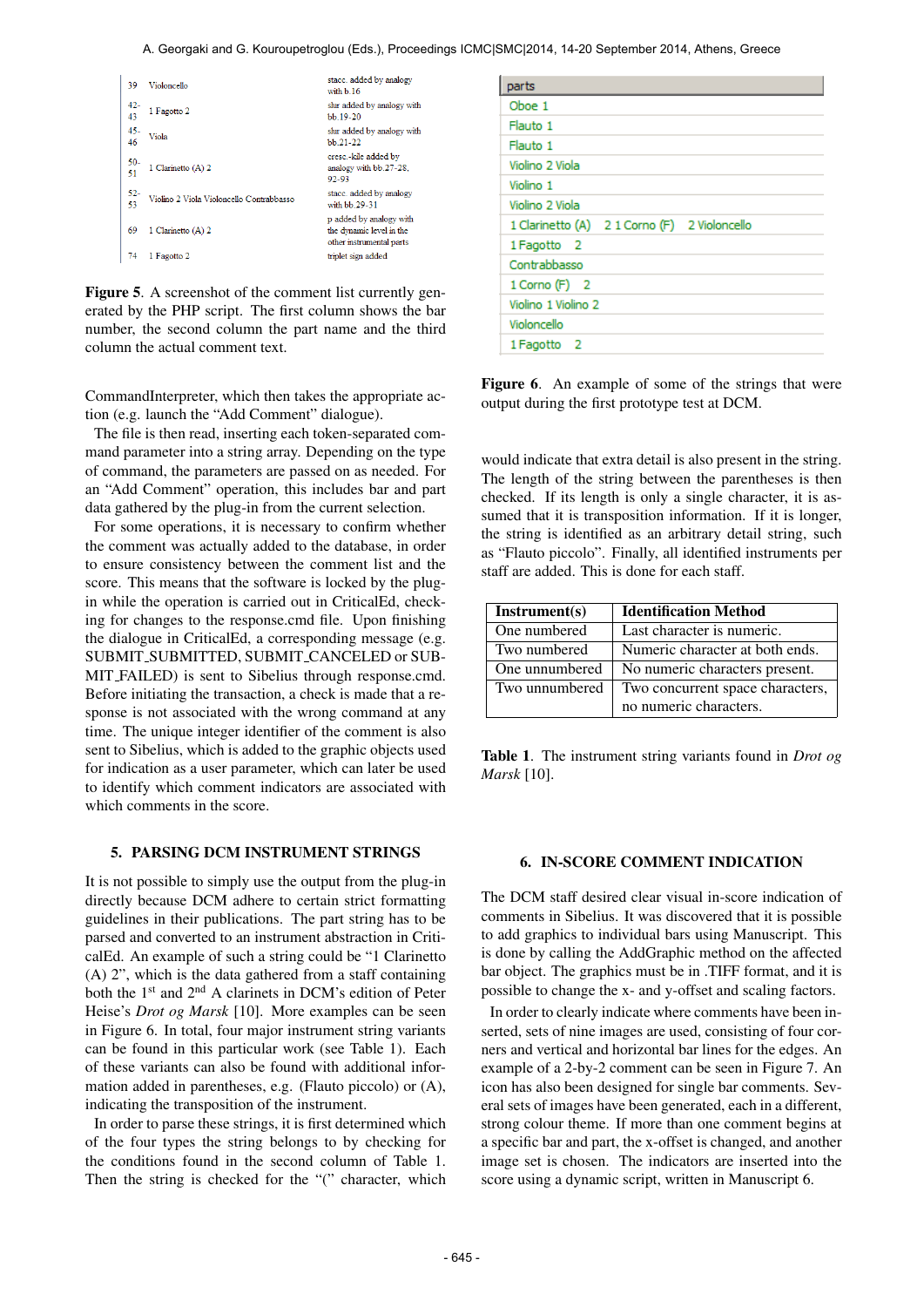| | | |
|---|---|---|
| 39 | Violoncello | stacc. added by analogy with b.16 |
| 42-43 | 1 Fagotto 2 | slur added by analogy with bb.19-20 |
| 45-46 | Viola | slur added by analogy with bb.21-22 |
| 50-51 | 1 Clarinetto (A) 2 | cresc.-kile added by analogy with bb.27-28, 92-93 |
| 52-53 | Violino 2 Viola Violoncello Contrabbasso | stacc. added by analogy with bb.29-31 |
| 69 | 1 Clarinetto (A) 2 | p added by analogy with the dynamic level in the other instrumental parts |
| 74 | 1 Fagotto 2 | triplet sign added |

**Figure 5**. A screenshot of the comment list currently generated by the PHP script. The first column shows the bar number, the second column the part name and the third column the actual comment text.

| parts |
|---|
| Oboe 1 |
| Flauto 1 |
| Flauto 1 |
| Violino 2 Viola |
| Violino 1 |
| Violino 2 Viola |
| 1 Clarinetto (A) 2 1 Corno (F) 2 Violoncello |
| 1 Fagotto 2 |
| Contrabbasso |
| 1 Corno (F) 2 |
| Violino 1 Violino 2 |
| Violoncello |
| 1 Fagotto 2 |

**Figure 6**. An example of some of the strings that were output during the first prototype test at DCM.

CommandInterpreter, which then takes the appropriate action (e.g. launch the "Add Comment" dialogue).

The file is then read, inserting each token-separated command parameter into a string array. Depending on the type of command, the parameters are passed on as needed. For an "Add Comment" operation, this includes bar and part data gathered by the plug-in from the current selection.

For some operations, it is necessary to confirm whether the comment was actually added to the database, in order to ensure consistency between the comment list and the score. This means that the software is locked by the plug-in while the operation is carried out in CriticalEd, checking for changes to the response.cmd file. Upon finishing the dialogue in CriticalEd, a corresponding message (e.g. SUBMIT_SUBMITTED, SUBMIT_CANCELED or SUBMIT_FAILED) is sent to Sibelius through response.cmd. Before initiating the transaction, a check is made that a response is not associated with the wrong command at any time. The unique integer identifier of the comment is also sent to Sibelius, which is added to the graphic objects used for indication as a user parameter, which can later be used to identify which comment indicators are associated with which comments in the score.

## 5. PARSING DCM INSTRUMENT STRINGS

It is not possible to simply use the output from the plug-in directly because DCM adhere to certain strict formatting guidelines in their publications. The part string has to be parsed and converted to an instrument abstraction in CriticalEd. An example of such a string could be "1 Clarinetto (A) 2", which is the data gathered from a staff containing both the 1st and 2nd A clarinets in DCM's edition of Peter Heise's *Drot og Marsk* [10]. More examples can be seen in Figure 6. In total, four major instrument string variants can be found in this particular work (see Table 1). Each of these variants can also be found with additional information added in parentheses, e.g. (Flauto piccolo) or (A), indicating the transposition of the instrument.

In order to parse these strings, it is first determined which of the four types the string belongs to by checking for the conditions found in the second column of Table 1. Then the string is checked for the "(" character, which would indicate that extra detail is also present in the string. The length of the string between the parentheses is then checked. If its length is only a single character, it is assumed that it is transposition information. If it is longer, the string is identified as an arbitrary detail string, such as "Flauto piccolo". Finally, all identified instruments per staff are added. This is done for each staff.

| Instrument(s) | Identification Method |
|---|---|
| One numbered | Last character is numeric. |
| Two numbered | Numeric character at both ends. |
| One unnumbered | No numeric characters present. |
| Two unnumbered | Two concurrent space characters, no numeric characters. |

**Table 1**. The instrument string variants found in *Drot og Marsk* [10].

## 6. IN-SCORE COMMENT INDICATION

The DCM staff desired clear visual in-score indication of comments in Sibelius. It was discovered that it is possible to add graphics to individual bars using Manuscript. This is done by calling the AddGraphic method on the affected bar object. The graphics must be in .TIFF format, and it is possible to change the x- and y-offset and scaling factors.

In order to clearly indicate where comments have been inserted, sets of nine images are used, consisting of four corners and vertical and horizontal bar lines for the edges. An example of a 2-by-2 comment can be seen in Figure 7. An icon has also been designed for single bar comments. Several sets of images have been generated, each in a different, strong colour theme. If more than one comment begins at a specific bar and part, the x-offset is changed, and another image set is chosen. The indicators are inserted into the score using a dynamic script, written in Manuscript 6.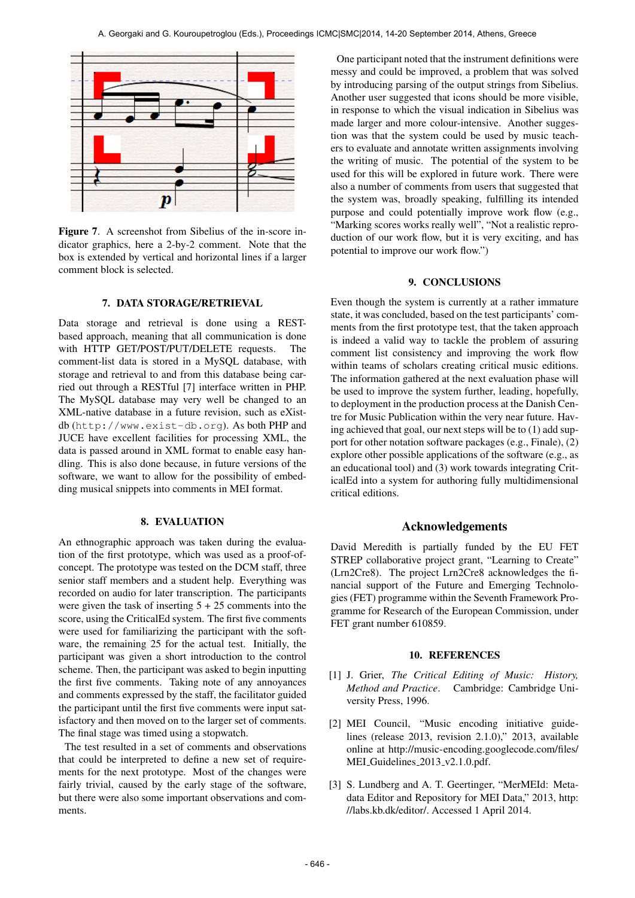**Figure 7**. A screenshot from Sibelius of the in-score indicator graphics, here a 2-by-2 comment. Note that the box is extended by vertical and horizontal lines if a larger comment block is selected.

## 7. DATA STORAGE/RETRIEVAL

Data storage and retrieval is done using a REST-based approach, meaning that all communication is done with HTTP GET/POST/PUT/DELETE requests. The comment-list data is stored in a MySQL database, with storage and retrieval to and from this database being carried out through a RESTful [7] interface written in PHP. The MySQL database may very well be changed to an XML-native database in a future revision, such as eXist-db (`http://www.exist-db.org`). As both PHP and JUCE have excellent facilities for processing XML, the data is passed around in XML format to enable easy handling. This is also done because, in future versions of the software, we want to allow for the possibility of embedding musical snippets into comments in MEI format.

## 8. EVALUATION

An ethnographic approach was taken during the evaluation of the first prototype, which was used as a proof-of-concept. The prototype was tested on the DCM staff, three senior staff members and a student help. Everything was recorded on audio for later transcription. The participants were given the task of inserting 5 + 25 comments into the score, using the CriticalEd system. The first five comments were used for familiarizing the participant with the software, the remaining 25 for the actual test. Initially, the participant was given a short introduction to the control scheme. Then, the participant was asked to begin inputting the first five comments. Taking note of any annoyances and comments expressed by the staff, the facilitator guided the participant until the first five comments were input satisfactory and then moved on to the larger set of comments. The final stage was timed using a stopwatch.

The test resulted in a set of comments and observations that could be interpreted to define a new set of requirements for the next prototype. Most of the changes were fairly trivial, caused by the early stage of the software, but there were also some important observations and comments.

One participant noted that the instrument definitions were messy and could be improved, a problem that was solved by introducing parsing of the output strings from Sibelius. Another user suggested that icons should be more visible, in response to which the visual indication in Sibelius was made larger and more colour-intensive. Another suggestion was that the system could be used by music teachers to evaluate and annotate written assignments involving the writing of music. The potential of the system to be used for this will be explored in future work. There were also a number of comments from users that suggested that the system was, broadly speaking, fulfilling its intended purpose and could potentially improve work flow (e.g., "Marking scores works really well", "Not a realistic reproduction of our work flow, but it is very exciting, and has potential to improve our work flow.")

## 9. CONCLUSIONS

Even though the system is currently at a rather immature state, it was concluded, based on the test participants' comments from the first prototype test, that the taken approach is indeed a valid way to tackle the problem of assuring comment list consistency and improving the work flow within teams of scholars creating critical music editions. The information gathered at the next evaluation phase will be used to improve the system further, leading, hopefully, to deployment in the production process at the Danish Centre for Music Publication within the very near future. Having achieved that goal, our next steps will be to (1) add support for other notation software packages (e.g., Finale), (2) explore other possible applications of the software (e.g., as an educational tool) and (3) work towards integrating CriticalEd into a system for authoring fully multidimensional critical editions.

## Acknowledgements

David Meredith is partially funded by the EU FET STREP collaborative project grant, "Learning to Create" (Lrn2Cre8). The project Lrn2Cre8 acknowledges the financial support of the Future and Emerging Technologies (FET) programme within the Seventh Framework Programme for Research of the European Commission, under FET grant number 610859.

## 10. REFERENCES

[1] J. Grier, *The Critical Editing of Music: History, Method and Practice*. Cambridge: Cambridge University Press, 1996.

[2] MEI Council, "Music encoding initiative guidelines (release 2013, revision 2.1.0)," 2013, available online at http://music-encoding.googlecode.com/files/MEI_Guidelines_2013_v2.1.0.pdf.

[3] S. Lundberg and A. T. Geertinger, "MerMEId: Metadata Editor and Repository for MEI Data," 2013, http://labs.kb.dk/editor/. Accessed 1 April 2014.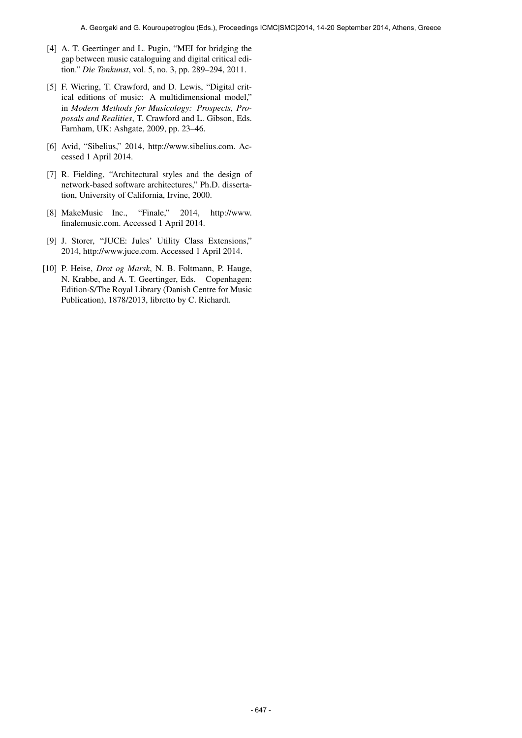[4] A. T. Geertinger and L. Pugin, "MEI for bridging the gap between music cataloguing and digital critical edition." *Die Tonkunst*, vol. 5, no. 3, pp. 289–294, 2011.

[5] F. Wiering, T. Crawford, and D. Lewis, "Digital critical editions of music: A multidimensional model," in *Modern Methods for Musicology: Prospects, Proposals and Realities*, T. Crawford and L. Gibson, Eds. Farnham, UK: Ashgate, 2009, pp. 23–46.

[6] Avid, "Sibelius," 2014, http://www.sibelius.com. Accessed 1 April 2014.

[7] R. Fielding, "Architectural styles and the design of network-based software architectures," Ph.D. dissertation, University of California, Irvine, 2000.

[8] MakeMusic Inc., "Finale," 2014, http://www.finalemusic.com. Accessed 1 April 2014.

[9] J. Storer, "JUCE: Jules' Utility Class Extensions," 2014, http://www.juce.com. Accessed 1 April 2014.

[10] P. Heise, *Drot og Marsk*, N. B. Foltmann, P. Hauge, N. Krabbe, and A. T. Geertinger, Eds. Copenhagen: Edition·S/The Royal Library (Danish Centre for Music Publication), 1878/2013, libretto by C. Richardt.